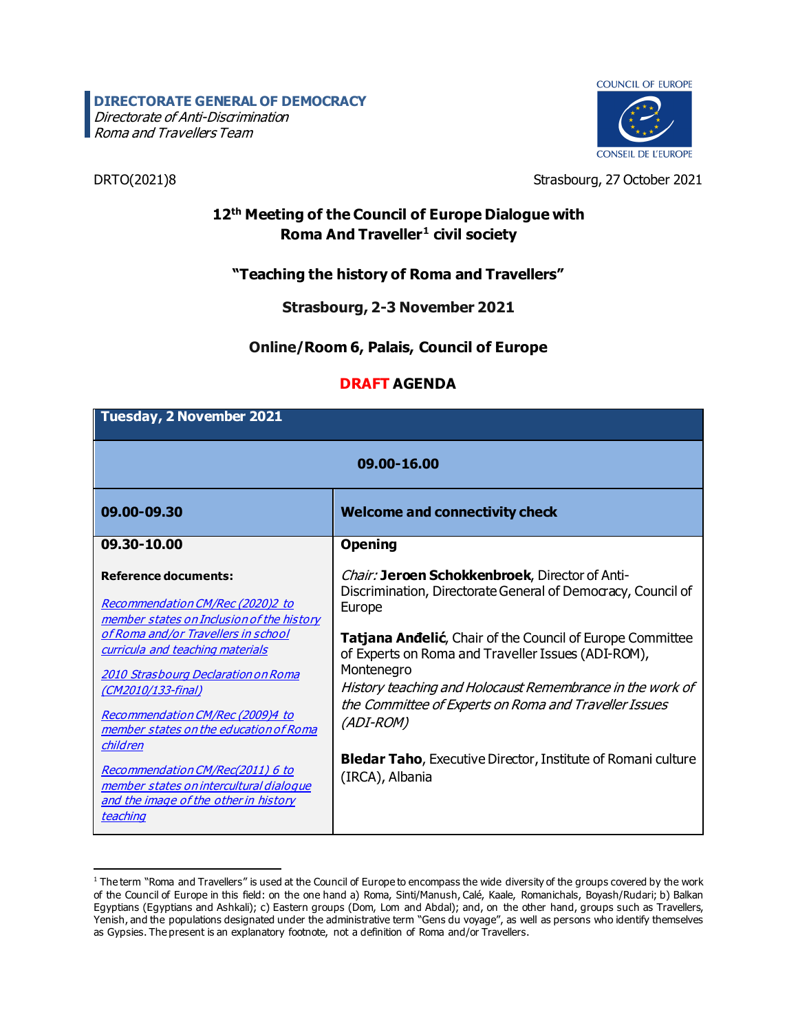**DIRECTORATE GENERAL OF DEMOCRACY**
*Directorate of Anti-Discrimination*
*Roma and Travellers Team*

COUNCIL OF EUROPE
CONSEIL DE L'EUROPE

DRTO(2021)8

Strasbourg, 27 October 2021

# 12th Meeting of the Council of Europe Dialogue with Roma And Traveller[1] civil society

## "Teaching the history of Roma and Travellers"

## Strasbourg, 2-3 November 2021

## Online/Room 6, Palais, Council of Europe

## DRAFT AGENDA

| **Tuesday, 2 November 2021** | |
|---|---|
| **09.00-16.00** | |
| **09.00-09.30** | **Welcome and connectivity check** |
| **09.30-10.00**<br><br>**Reference documents:**<br><br>*Recommendation CM/Rec (2020)2 to member states on Inclusion of the history of Roma and/or Travellers in school curricula and teaching materials*<br><br>*2010 Strasbourg Declaration on Roma (CM2010/133-final)*<br><br>*Recommendation CM/Rec (2009)4 to member states on the education of Roma children*<br><br>*Recommendation CM/Rec(2011) 6 to member states on intercultural dialogue and the image of the other in history teaching* | **Opening**<br><br>*Chair:* **Jeroen Schokkenbroek**, Director of Anti-Discrimination, Directorate General of Democracy, Council of Europe<br><br>**Tatjana Anđelić**, Chair of the Council of Europe Committee of Experts on Roma and Traveller Issues (ADI-ROM), Montenegro<br>*History teaching and Holocaust Remembrance in the work of the Committee of Experts on Roma and Traveller Issues (ADI-ROM)*<br><br>**Bledar Taho**, Executive Director, Institute of Romani culture (IRCA), Albania |

[1] The term "Roma and Travellers" is used at the Council of Europe to encompass the wide diversity of the groups covered by the work of the Council of Europe in this field: on the one hand a) Roma, Sinti/Manush, Calé, Kaale, Romanichals, Boyash/Rudari; b) Balkan Egyptians (Egyptians and Ashkali); c) Eastern groups (Dom, Lom and Abdal); and, on the other hand, groups such as Travellers, Yenish, and the populations designated under the administrative term "Gens du voyage", as well as persons who identify themselves as Gypsies. The present is an explanatory footnote, not a definition of Roma and/or Travellers.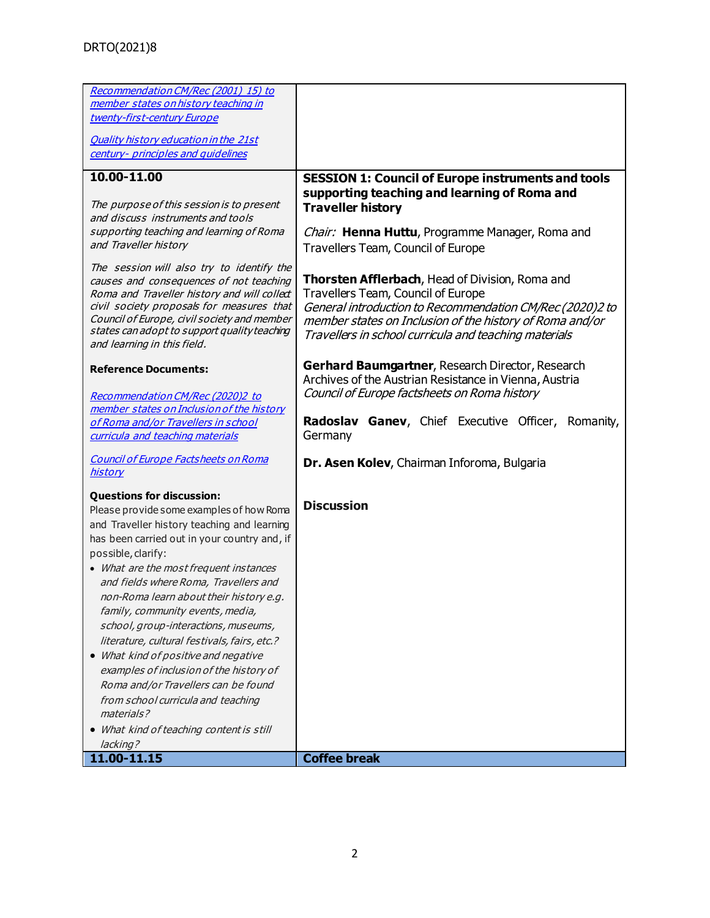| | |
|---|---|
| *Recommendation CM/Rec (2001) 15) to member states on history teaching in twenty-first-century Europe*<br><br>*Quality history education in the 21st century- principles and guidelines* | |
| **10.00-11.00**<br><br>*The purpose of this session is to present and discuss instruments and tools supporting teaching and learning of Roma and Traveller history*<br><br>*The session will also try to identify the causes and consequences of not teaching Roma and Traveller history and will collect civil society proposals for measures that Council of Europe, civil society and member states can adopt to support quality teaching and learning in this field.*<br><br>**Reference Documents:**<br><br>*Recommendation CM/Rec (2020)2 to member states on Inclusion of the history of Roma and/or Travellers in school curricula and teaching materials*<br><br>*Council of Europe Factsheets on Roma history*<br><br>**Questions for discussion:**<br>Please provide some examples of how Roma and Traveller history teaching and learning has been carried out in your country and, if possible, clarify:<br>• *What are the most frequent instances and fields where Roma, Travellers and non-Roma learn about their history e.g. family, community events, media, school, group-interactions, museums, literature, cultural festivals, fairs, etc.?*<br>• *What kind of positive and negative examples of inclusion of the history of Roma and/or Travellers can be found from school curricula and teaching materials?*<br>• *What kind of teaching content is still lacking?* | **SESSION 1: Council of Europe instruments and tools supporting teaching and learning of Roma and Traveller history**<br><br>*Chair:* **Henna Huttu**, Programme Manager, Roma and Travellers Team, Council of Europe<br><br>**Thorsten Afflerbach**, Head of Division, Roma and Travellers Team, Council of Europe<br>*General introduction to Recommendation CM/Rec (2020)2 to member states on Inclusion of the history of Roma and/or Travellers in school curricula and teaching materials*<br><br>**Gerhard Baumgartner**, Research Director, Research Archives of the Austrian Resistance in Vienna, Austria<br>*Council of Europe factsheets on Roma history*<br><br>**Radoslav Ganev**, Chief Executive Officer, Romanity, Germany<br><br>**Dr. Asen Kolev**, Chairman Inforoma, Bulgaria<br><br>**Discussion** |
| **11.00-11.15** | **Coffee break** |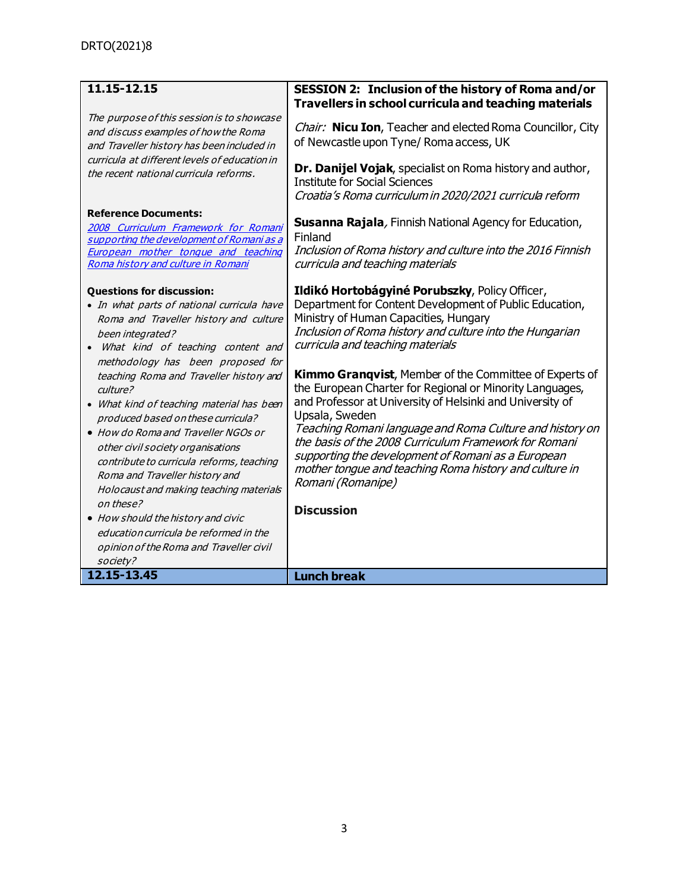| 11.15-12.15 | SESSION 2: Inclusion of the history of Roma and/or Travellers in school curricula and teaching materials |
|---|---|
| *The purpose of this session is to showcase and discuss examples of how the Roma and Traveller history has been included in curricula at different levels of education in the recent national curricula reforms.*<br><br>**Reference Documents:**<br>[2008 Curriculum Framework for Romani supporting the development of Romani as a European mother tongue and teaching Roma history and culture in Romani]()<br><br>**Questions for discussion:**<br>• *In what parts of national curricula have Roma and Traveller history and culture been integrated?*<br>• *What kind of teaching content and methodology has been proposed for teaching Roma and Traveller history and culture?*<br>• *What kind of teaching material has been produced based on these curricula?*<br>• *How do Roma and Traveller NGOs or other civil society organisations contribute to curricula reforms, teaching Roma and Traveller history and Holocaust and making teaching materials on these?*<br>• *How should the history and civic education curricula be reformed in the opinion of the Roma and Traveller civil society?* | *Chair:* **Nicu Ion**, Teacher and elected Roma Councillor, City of Newcastle upon Tyne/ Roma access, UK<br><br>**Dr. Danijel Vojak**, specialist on Roma history and author, Institute for Social Sciences<br>*Croatia's Roma curriculum in 2020/2021 curricula reform*<br><br>**Susanna Rajala**, Finnish National Agency for Education, Finland<br>*Inclusion of Roma history and culture into the 2016 Finnish curricula and teaching materials*<br><br>**Ildikó Hortobágyiné Porubszky**, Policy Officer, Department for Content Development of Public Education, Ministry of Human Capacities, Hungary<br>*Inclusion of Roma history and culture into the Hungarian curricula and teaching materials*<br><br>**Kimmo Granqvist**, Member of the Committee of Experts of the European Charter for Regional or Minority Languages, and Professor at University of Helsinki and University of Upsala, Sweden<br>*Teaching Romani language and Roma Culture and history on the basis of the 2008 Curriculum Framework for Romani supporting the development of Romani as a European mother tongue and teaching Roma history and culture in Romani (Romanipe)*<br><br>**Discussion** |
| **12.15-13.45** | **Lunch break** |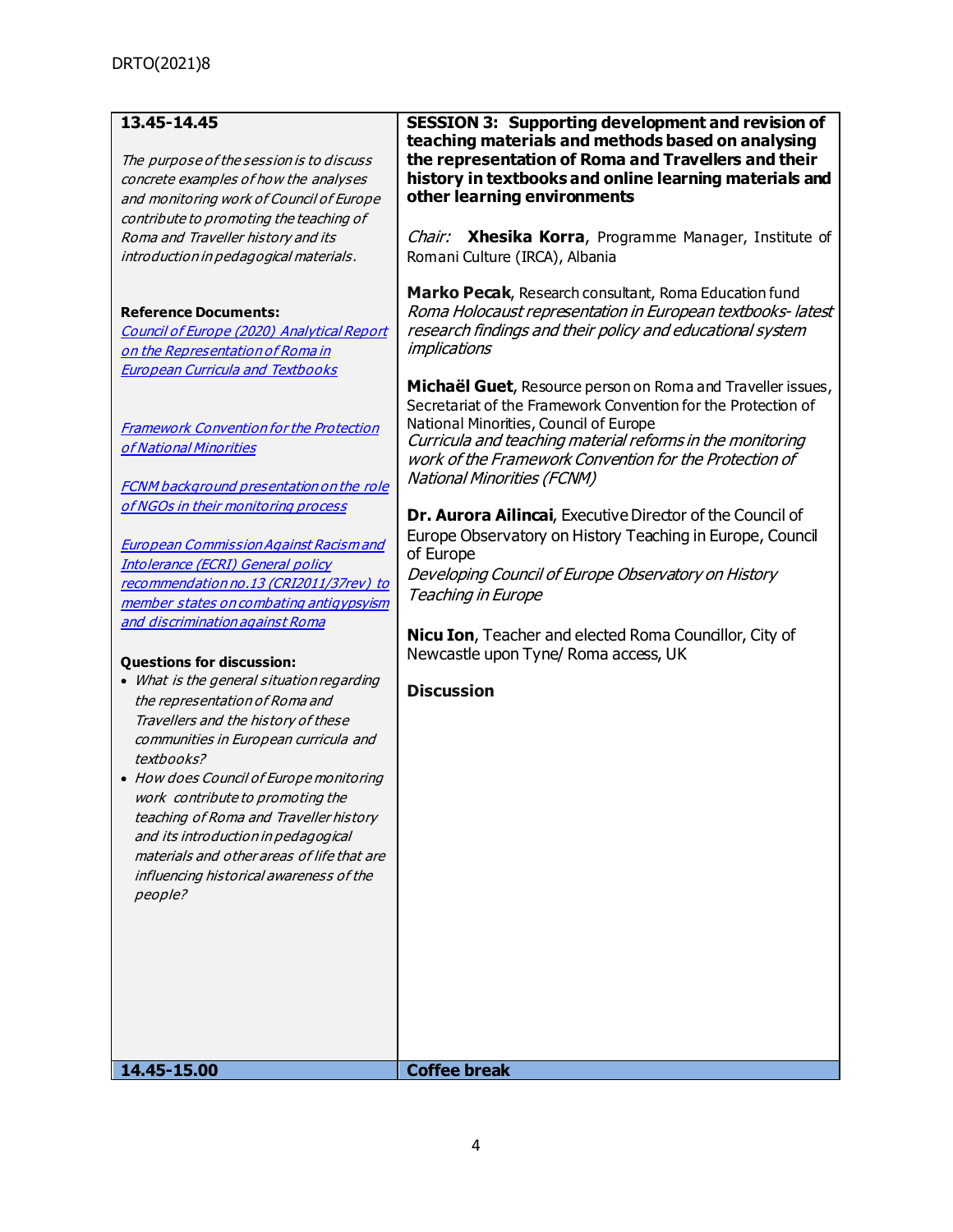| **13.45-14.45** | **SESSION 3: Supporting development and revision of teaching materials and methods based on analysing the representation of Roma and Travellers and their history in textbooks and online learning materials and other learning environments** |
|---|---|
| *The purpose of the session is to discuss concrete examples of how the analyses and monitoring work of Council of Europe contribute to promoting the teaching of Roma and Traveller history and its introduction in pedagogical materials.*<br><br>**Reference Documents:**<br>[*Council of Europe (2020) Analytical Report on the Representation of Roma in European Curricula and Textbooks*]()<br><br>[*Framework Convention for the Protection of National Minorities*]()<br><br>[*FCNM background presentation on the role of NGOs in their monitoring process*]()<br><br>[*European Commission Against Racism and Intolerance (ECRI) General policy recommendation no.13 (CRI2011/37rev) to member states on combating antigypsyism and discrimination against Roma*]()<br><br>**Questions for discussion:**<br>• *What is the general situation regarding the representation of Roma and Travellers and the history of these communities in European curricula and textbooks?*<br>• *How does Council of Europe monitoring work contribute to promoting the teaching of Roma and Traveller history and its introduction in pedagogical materials and other areas of life that are influencing historical awareness of the people?* | *Chair:* **Xhesika Korra**, Programme Manager, Institute of Romani Culture (IRCA), Albania<br><br>**Marko Pecak**, Research consultant, Roma Education fund<br>*Roma Holocaust representation in European textbooks- latest research findings and their policy and educational system implications*<br><br>**Michaël Guet**, Resource person on Roma and Traveller issues, Secretariat of the Framework Convention for the Protection of National Minorities, Council of Europe<br>*Curricula and teaching material reforms in the monitoring work of the Framework Convention for the Protection of National Minorities (FCNM)*<br><br>**Dr. Aurora Ailincai**, Executive Director of the Council of Europe Observatory on History Teaching in Europe, Council of Europe<br>*Developing Council of Europe Observatory on History Teaching in Europe*<br><br>**Nicu Ion**, Teacher and elected Roma Councillor, City of Newcastle upon Tyne/ Roma access, UK<br><br>**Discussion** |
| **14.45-15.00** | **Coffee break** |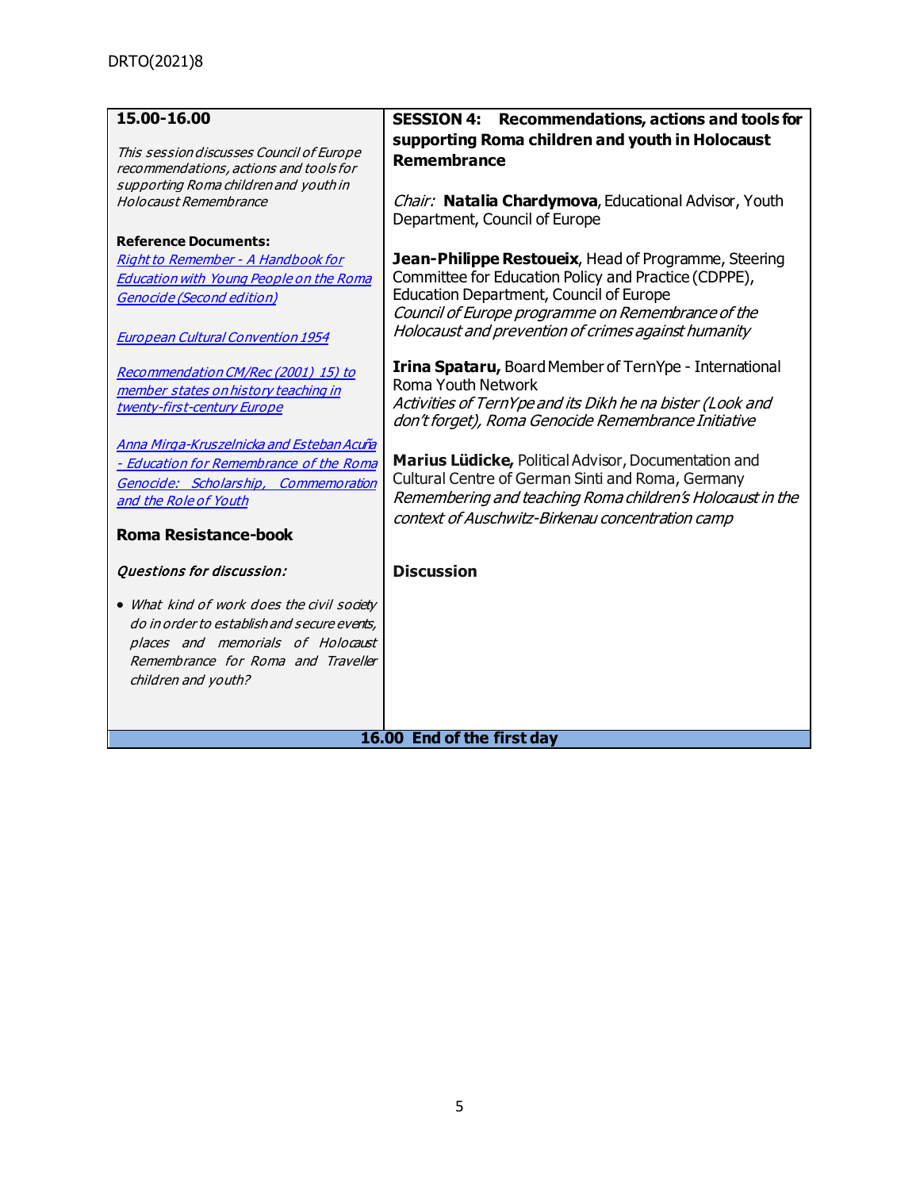| 15.00-16.00 | SESSION 4: Recommendations, actions and tools for supporting Roma children and youth in Holocaust Remembrance |
|---|---|
| *This session discusses Council of Europe recommendations, actions and tools for supporting Roma children and youth in Holocaust Remembrance*<br><br>**Reference Documents:**<br>*Right to Remember - A Handbook for Education with Young People on the Roma Genocide (Second edition)*<br><br>*European Cultural Convention 1954*<br><br>*Recommendation CM/Rec (2001) 15) to member states on history teaching in twenty-first-century Europe*<br><br>*Anna Mirga-Kruszelnicka and Esteban Acuña - Education for Remembrance of the Roma Genocide: Scholarship, Commemoration and the Role of Youth*<br><br>**Roma Resistance-book** | *Chair:* **Natalia Chardymova**, Educational Advisor, Youth Department, Council of Europe<br><br>**Jean-Philippe Restoueix**, Head of Programme, Steering Committee for Education Policy and Practice (CDPPE), Education Department, Council of Europe<br>*Council of Europe programme on Remembrance of the Holocaust and prevention of crimes against humanity*<br><br>**Irina Spataru,** Board Member of TernYpe - International Roma Youth Network<br>*Activities of TernYpe and its Dikh he na bister (Look and don't forget), Roma Genocide Remembrance Initiative*<br><br>**Marius Lüdicke,** Political Advisor, Documentation and Cultural Centre of German Sinti and Roma, Germany<br>*Remembering and teaching Roma children's Holocaust in the context of Auschwitz-Birkenau concentration camp* |
| ***Questions for discussion:***<br><br>• *What kind of work does the civil society do in order to establish and secure events, places and memorials of Holocaust Remembrance for Roma and Traveller children and youth?* | **Discussion** |
| **16.00 End of the first day** | |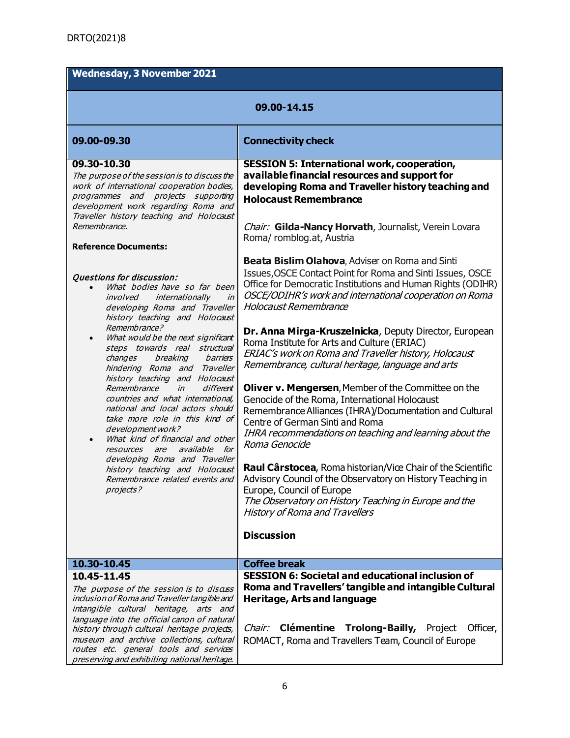DRTO(2021)8

| Wednesday, 3 November 2021 | |
|---|---|
| **09.00-14.15** | |
| **09.00-09.30** | **Connectivity check** |
| **09.30-10.30**<br>*The purpose of the session is to discuss the work of international cooperation bodies, programmes and projects supporting development work regarding Roma and Traveller history teaching and Holocaust Remembrance.*<br><br>**Reference Documents:**<br><br>***Questions for discussion:***<br>• *What bodies have so far been involved internationally in developing Roma and Traveller history teaching and Holocaust Remembrance?*<br>• *What would be the next significant steps towards real structural changes breaking barriers hindering Roma and Traveller history teaching and Holocaust Remembrance in different countries and what international, national and local actors should take more role in this kind of development work?*<br>• *What kind of financial and other resources are available for developing Roma and Traveller history teaching and Holocaust Remembrance related events and projects?* | **SESSION 5: International work, cooperation, available financial resources and support for developing Roma and Traveller history teaching and Holocaust Remembrance**<br><br>*Chair:* **Gilda-Nancy Horvath**, Journalist, Verein Lovara Roma/ romblog.at, Austria<br><br>**Beata Bislim Olahova**, Adviser on Roma and Sinti Issues, OSCE Contact Point for Roma and Sinti Issues, OSCE Office for Democratic Institutions and Human Rights (ODIHR)<br>*OSCE/ODIHR's work and international cooperation on Roma Holocaust Remembrance*<br><br>**Dr. Anna Mirga-Kruszelnicka**, Deputy Director, European Roma Institute for Arts and Culture (ERIAC)<br>*ERIAC's work on Roma and Traveller history, Holocaust Remembrance, cultural heritage, language and arts*<br><br>**Oliver v. Mengersen**, Member of the Committee on the Genocide of the Roma, International Holocaust Remembrance Alliances (IHRA)/Documentation and Cultural Centre of German Sinti and Roma<br>*IHRA recommendations on teaching and learning about the Roma Genocide*<br><br>**Raul Cârstocea**, Roma historian/Vice Chair of the Scientific Advisory Council of the Observatory on History Teaching in Europe, Council of Europe<br>*The Observatory on History Teaching in Europe and the History of Roma and Travellers*<br><br>**Discussion** |
| **10.30-10.45** | **Coffee break** |
| **10.45-11.45**<br>*The purpose of the session is to discuss inclusion of Roma and Traveller tangible and intangible cultural heritage, arts and language into the official canon of natural history through cultural heritage projects, museum and archive collections, cultural routes etc. general tools and services preserving and exhibiting national heritage.* | **SESSION 6: Societal and educational inclusion of Roma and Travellers' tangible and intangible Cultural Heritage, Arts and language**<br><br>*Chair:* **Clémentine Trolong-Bailly,** Project Officer, ROMACT, Roma and Travellers Team, Council of Europe |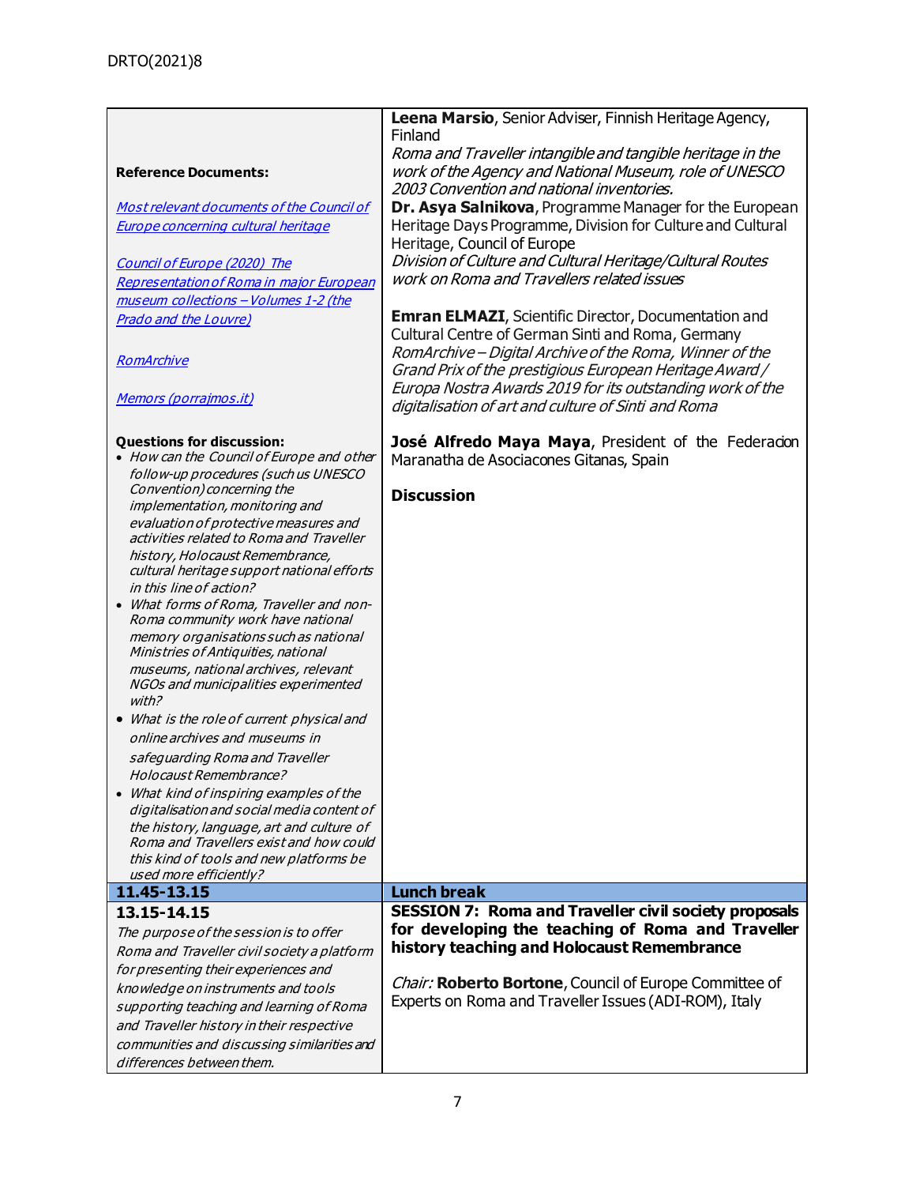| | |
|---|---|
| **Reference Documents:**<br><br>[Most relevant documents of the Council of Europe concerning cultural heritage]()<br><br>[Council of Europe (2020) The Representation of Roma in major European museum collections – Volumes 1-2 (the Prado and the Louvre)]()<br><br>[RomArchive]()<br><br>[Memors (porrajmos.it)]()<br><br>**Questions for discussion:**<br>• *How can the Council of Europe and other follow-up procedures (such us UNESCO Convention) concerning the implementation, monitoring and evaluation of protective measures and activities related to Roma and Traveller history, Holocaust Remembrance, cultural heritage support national efforts in this line of action?*<br>• *What forms of Roma, Traveller and non-Roma community work have national memory organisations such as national Ministries of Antiquities, national museums, national archives, relevant NGOs and municipalities experimented with?*<br>• *What is the role of current physical and online archives and museums in safeguarding Roma and Traveller Holocaust Remembrance?*<br>• *What kind of inspiring examples of the digitalisation and social media content of the history, language, art and culture of Roma and Travellers exist and how could this kind of tools and new platforms be used more efficiently?* | **Leena Marsio**, Senior Adviser, Finnish Heritage Agency, Finland<br>*Roma and Traveller intangible and tangible heritage in the work of the Agency and National Museum, role of UNESCO 2003 Convention and national inventories.*<br>**Dr. Asya Salnikova**, Programme Manager for the European Heritage Days Programme, Division for Culture and Cultural Heritage, Council of Europe<br>*Division of Culture and Cultural Heritage/Cultural Routes work on Roma and Travellers related issues*<br><br>**Emran ELMAZI**, Scientific Director, Documentation and Cultural Centre of German Sinti and Roma, Germany<br>*RomArchive – Digital Archive of the Roma, Winner of the Grand Prix of the prestigious European Heritage Award / Europa Nostra Awards 2019 for its outstanding work of the digitalisation of art and culture of Sinti and Roma*<br><br>**José Alfredo Maya Maya**, President of the Federacion Maranatha de Asociaciones Gitanas, Spain<br><br>**Discussion** |
| **11.45-13.15** | **Lunch break** |
| **13.15-14.15**<br>*The purpose of the session is to offer Roma and Traveller civil society a platform for presenting their experiences and knowledge on instruments and tools supporting teaching and learning of Roma and Traveller history in their respective communities and discussing similarities and differences between them.* | **SESSION 7: Roma and Traveller civil society proposals for developing the teaching of Roma and Traveller history teaching and Holocaust Remembrance**<br><br>*Chair:* **Roberto Bortone**, Council of Europe Committee of Experts on Roma and Traveller Issues (ADI-ROM), Italy |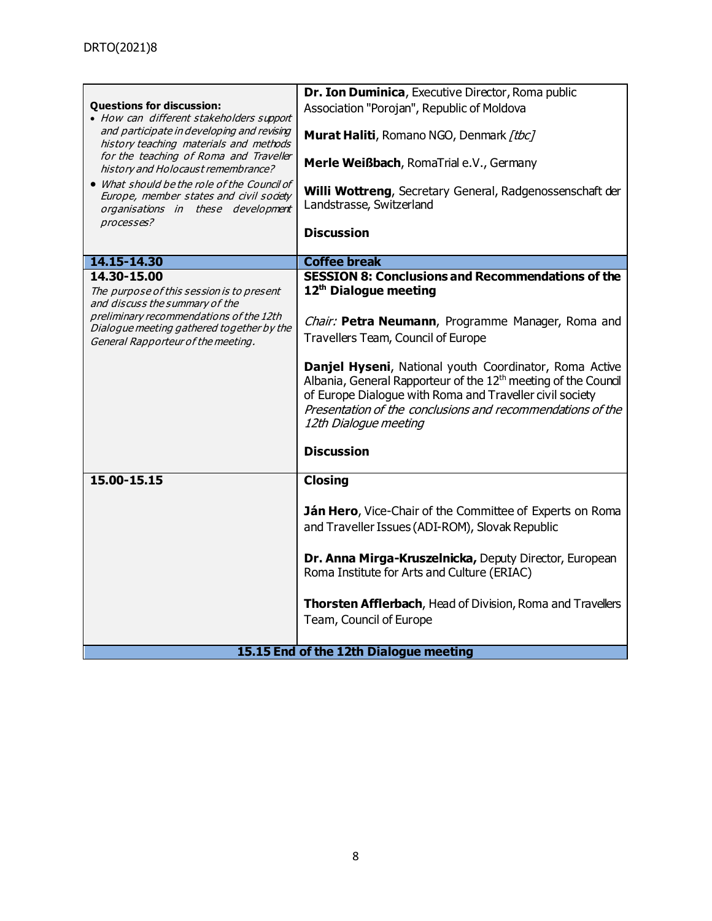| | |
|---|---|
| **Questions for discussion:**<br>• *How can different stakeholders support and participate in developing and revising history teaching materials and methods for the teaching of Roma and Traveller history and Holocaust remembrance?*<br>• *What should be the role of the Council of Europe, member states and civil society organisations in these development processes?* | **Dr. Ion Duminica**, Executive Director, Roma public Association "Porojan", Republic of Moldova<br><br>**Murat Haliti**, Romano NGO, Denmark *[tbc]*<br><br>**Merle Weißbach**, RomaTrial e.V., Germany<br><br>**Willi Wottreng**, Secretary General, Radgenossenschaft der Landstrasse, Switzerland<br><br>**Discussion** |
| **14.15-14.30** | **Coffee break** |
| **14.30-15.00**<br>*The purpose of this session is to present and discuss the summary of the preliminary recommendations of the 12th Dialogue meeting gathered together by the General Rapporteur of the meeting.* | **SESSION 8: Conclusions and Recommendations of the 12th Dialogue meeting**<br><br>*Chair:* **Petra Neumann**, Programme Manager, Roma and Travellers Team, Council of Europe<br><br>**Danjel Hyseni**, National youth Coordinator, Roma Active Albania, General Rapporteur of the 12th meeting of the Council of Europe Dialogue with Roma and Traveller civil society<br>*Presentation of the conclusions and recommendations of the 12th Dialogue meeting*<br><br>**Discussion** |
| **15.00-15.15** | **Closing**<br><br>**Ján Hero**, Vice-Chair of the Committee of Experts on Roma and Traveller Issues (ADI-ROM), Slovak Republic<br><br>**Dr. Anna Mirga-Kruszelnicka,** Deputy Director, European Roma Institute for Arts and Culture (ERIAC)<br><br>**Thorsten Afflerbach**, Head of Division, Roma and Travellers Team, Council of Europe |
| **15.15 End of the 12th Dialogue meeting** | |